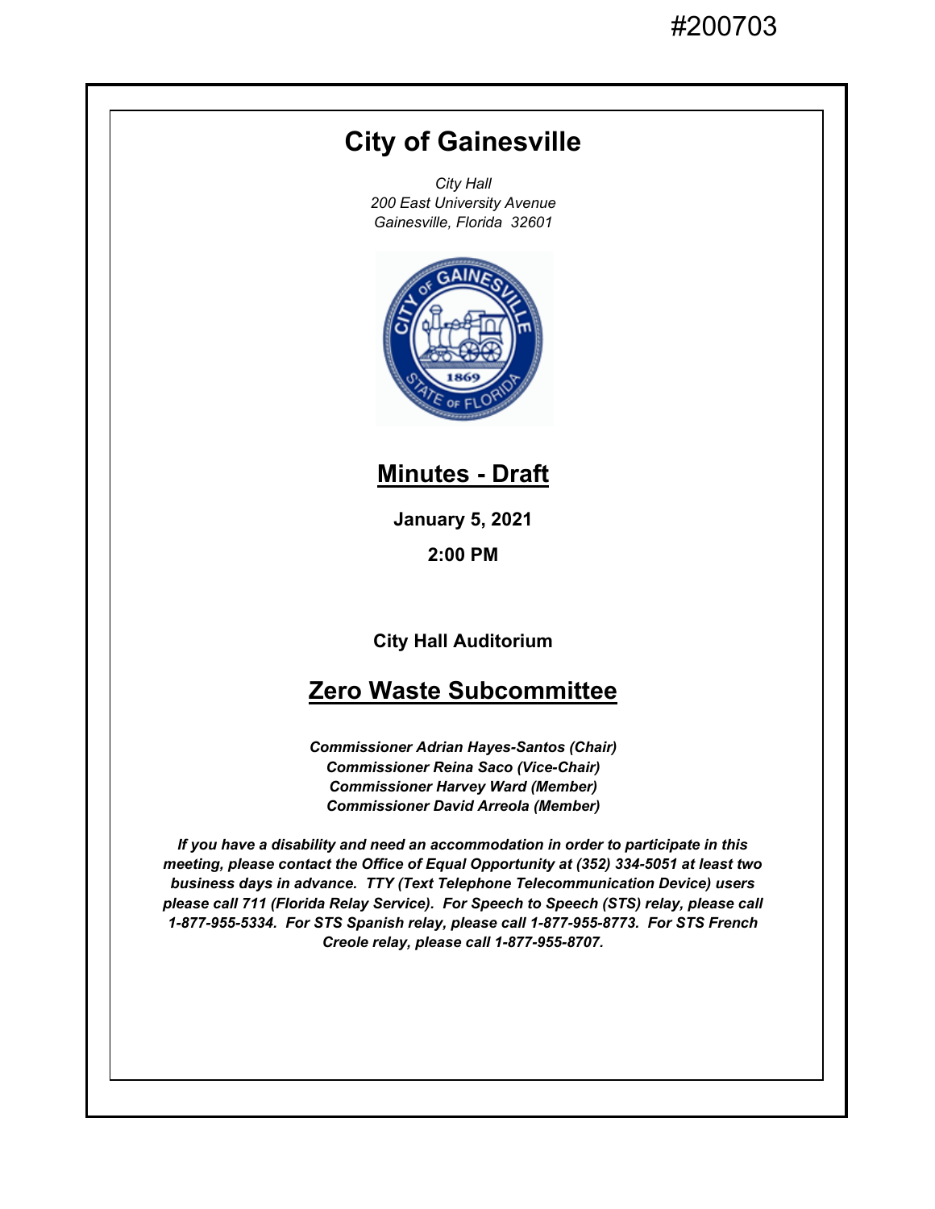#200703

# City of Gainesville

*City Hall*
*200 East University Avenue*
*Gainesville, Florida 32601*

## Minutes - Draft

**January 5, 2021**

**2:00 PM**

**City Hall Auditorium**

## Zero Waste Subcommittee

***Commissioner Adrian Hayes-Santos (Chair)***
***Commissioner Reina Saco (Vice-Chair)***
***Commissioner Harvey Ward (Member)***
***Commissioner David Arreola (Member)***

***If you have a disability and need an accommodation in order to participate in this meeting, please contact the Office of Equal Opportunity at (352) 334-5051 at least two business days in advance. TTY (Text Telephone Telecommunication Device) users please call 711 (Florida Relay Service). For Speech to Speech (STS) relay, please call 1-877-955-5334. For STS Spanish relay, please call 1-877-955-8773. For STS French Creole relay, please call 1-877-955-8707.***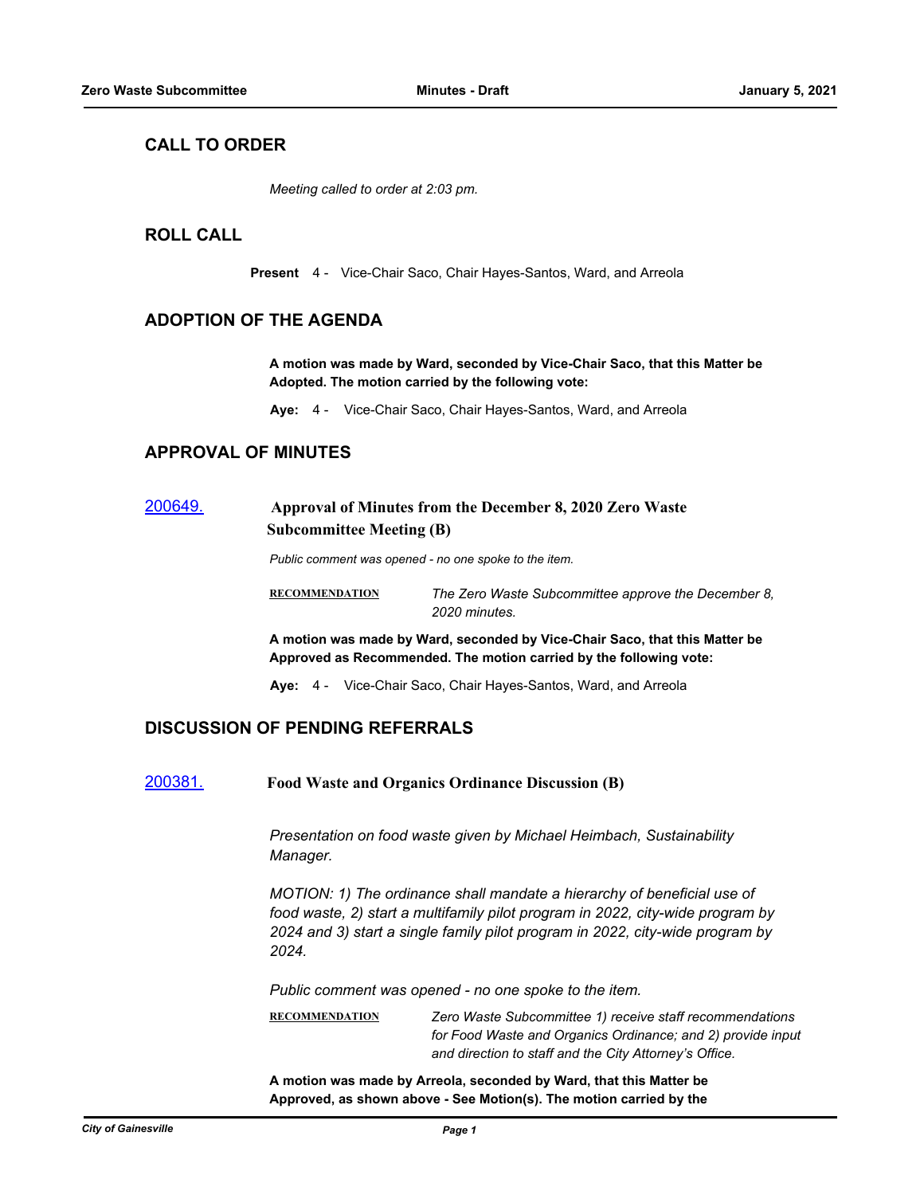## CALL TO ORDER

*Meeting called to order at 2:03 pm.*

## ROLL CALL

**Present** 4 - Vice-Chair Saco, Chair Hayes-Santos, Ward, and Arreola

## ADOPTION OF THE AGENDA

**A motion was made by Ward, seconded by Vice-Chair Saco, that this Matter be Adopted. The motion carried by the following vote:**

**Aye:** 4 - Vice-Chair Saco, Chair Hayes-Santos, Ward, and Arreola

## APPROVAL OF MINUTES

[200649.](200649.) **Approval of Minutes from the December 8, 2020 Zero Waste Subcommittee Meeting (B)**

*Public comment was opened - no one spoke to the item.*

**RECOMMENDATION** *The Zero Waste Subcommittee approve the December 8, 2020 minutes.*

**A motion was made by Ward, seconded by Vice-Chair Saco, that this Matter be Approved as Recommended. The motion carried by the following vote:**

**Aye:** 4 - Vice-Chair Saco, Chair Hayes-Santos, Ward, and Arreola

## DISCUSSION OF PENDING REFERRALS

[200381.](200381.) **Food Waste and Organics Ordinance Discussion (B)**

*Presentation on food waste given by Michael Heimbach, Sustainability Manager.*

*MOTION: 1) The ordinance shall mandate a hierarchy of beneficial use of food waste, 2) start a multifamily pilot program in 2022, city-wide program by 2024 and 3) start a single family pilot program in 2022, city-wide program by 2024.*

*Public comment was opened - no one spoke to the item.*

**RECOMMENDATION** *Zero Waste Subcommittee 1) receive staff recommendations for Food Waste and Organics Ordinance; and 2) provide input and direction to staff and the City Attorney's Office.*

**A motion was made by Arreola, seconded by Ward, that this Matter be Approved, as shown above - See Motion(s). The motion carried by the**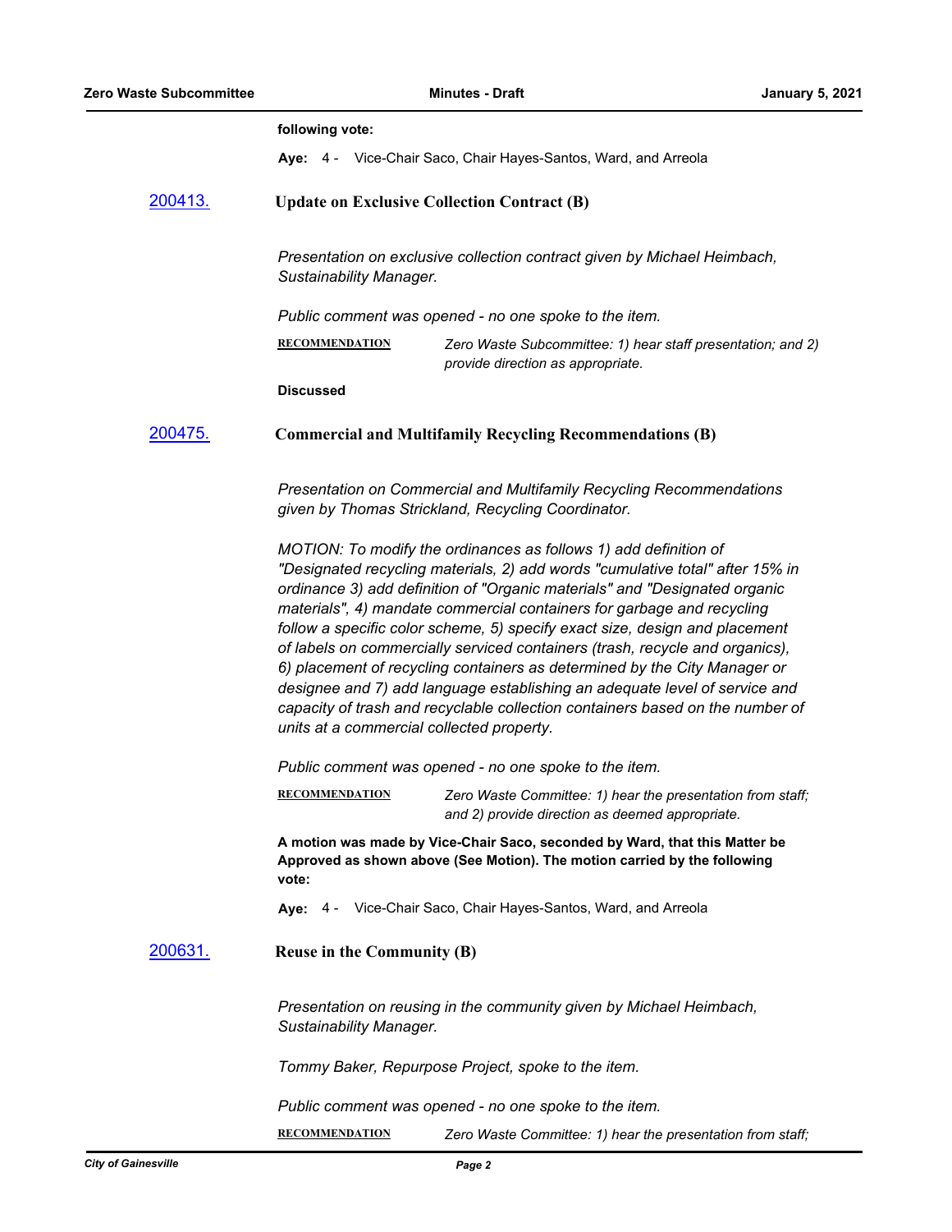**following vote:**

**Aye:** 4 - Vice-Chair Saco, Chair Hayes-Santos, Ward, and Arreola

### [200413.](#) Update on Exclusive Collection Contract (B)

*Presentation on exclusive collection contract given by Michael Heimbach, Sustainability Manager.*

*Public comment was opened - no one spoke to the item.*

**RECOMMENDATION** *Zero Waste Subcommittee: 1) hear staff presentation; and 2) provide direction as appropriate.*

**Discussed**

### [200475.](#) Commercial and Multifamily Recycling Recommendations (B)

*Presentation on Commercial and Multifamily Recycling Recommendations given by Thomas Strickland, Recycling Coordinator.*

*MOTION: To modify the ordinances as follows 1) add definition of "Designated recycling materials, 2) add words "cumulative total" after 15% in ordinance 3) add definition of "Organic materials" and "Designated organic materials", 4) mandate commercial containers for garbage and recycling follow a specific color scheme, 5) specify exact size, design and placement of labels on commercially serviced containers (trash, recycle and organics), 6) placement of recycling containers as determined by the City Manager or designee and 7) add language establishing an adequate level of service and capacity of trash and recyclable collection containers based on the number of units at a commercial collected property.*

*Public comment was opened - no one spoke to the item.*

**RECOMMENDATION** *Zero Waste Committee: 1) hear the presentation from staff; and 2) provide direction as deemed appropriate.*

**A motion was made by Vice-Chair Saco, seconded by Ward, that this Matter be Approved as shown above (See Motion). The motion carried by the following vote:**

**Aye:** 4 - Vice-Chair Saco, Chair Hayes-Santos, Ward, and Arreola

### [200631.](#) Reuse in the Community (B)

*Presentation on reusing in the community given by Michael Heimbach, Sustainability Manager.*

*Tommy Baker, Repurpose Project, spoke to the item.*

*Public comment was opened - no one spoke to the item.*

**RECOMMENDATION** *Zero Waste Committee: 1) hear the presentation from staff;*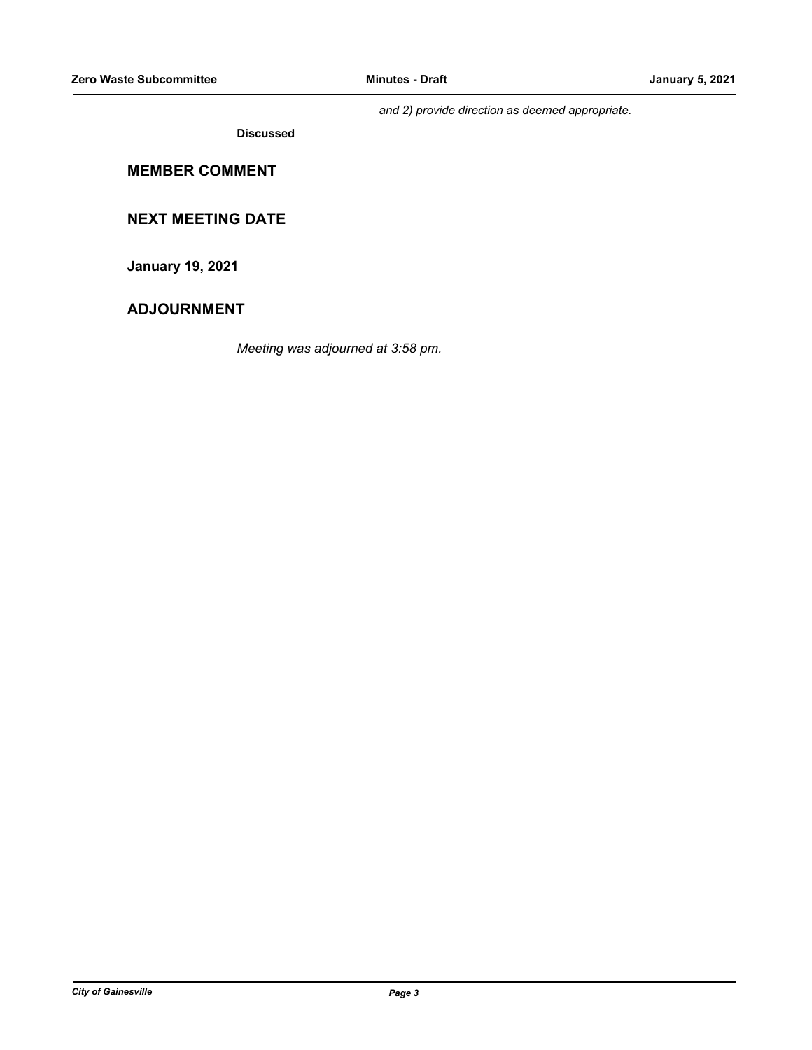*and 2) provide direction as deemed appropriate.*

**Discussed**

## MEMBER COMMENT

## NEXT MEETING DATE

**January 19, 2021**

## ADJOURNMENT

*Meeting was adjourned at 3:58 pm.*